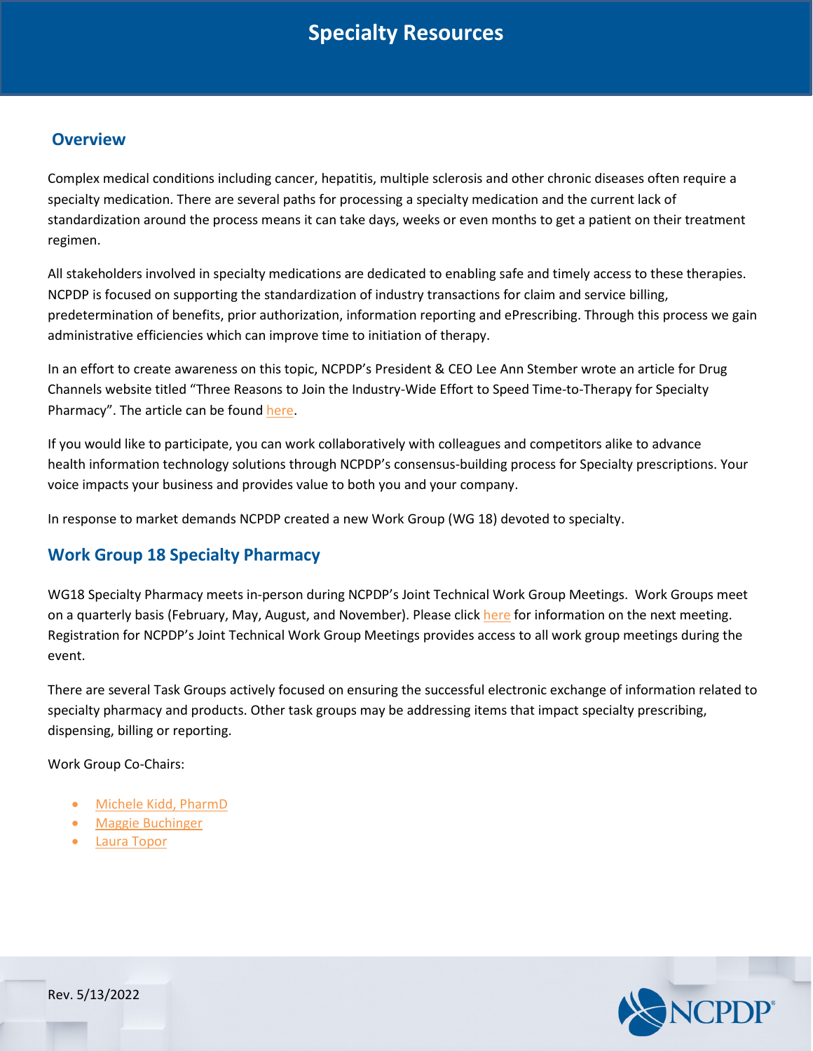# Specialty Resources

## Overview

Complex medical conditions including cancer, hepatitis, multiple sclerosis and other chronic diseases often require a specialty medication. There are several paths for processing a specialty medication and the current lack of standardization around the process means it can take days, weeks or even months to get a patient on their treatment regimen.

All stakeholders involved in specialty medications are dedicated to enabling safe and timely access to these therapies. NCPDP is focused on supporting the standardization of industry transactions for claim and service billing, predetermination of benefits, prior authorization, information reporting and ePrescribing. Through this process we gain administrative efficiencies which can improve time to initiation of therapy.

In an effort to create awareness on this topic, NCPDP's President & CEO Lee Ann Stember wrote an article for Drug Channels website titled "Three Reasons to Join the Industry-Wide Effort to Speed Time-to-Therapy for Specialty Pharmacy". The article can be found here.

If you would like to participate, you can work collaboratively with colleagues and competitors alike to advance health information technology solutions through NCPDP's consensus-building process for Specialty prescriptions. Your voice impacts your business and provides value to both you and your company.

In response to market demands NCPDP created a new Work Group (WG 18) devoted to specialty.

## Work Group 18 Specialty Pharmacy

WG18 Specialty Pharmacy meets in-person during NCPDP's Joint Technical Work Group Meetings. Work Groups meet on a quarterly basis (February, May, August, and November). Please click here for information on the next meeting. Registration for NCPDP's Joint Technical Work Group Meetings provides access to all work group meetings during the event.

There are several Task Groups actively focused on ensuring the successful electronic exchange of information related to specialty pharmacy and products. Other task groups may be addressing items that impact specialty prescribing, dispensing, billing or reporting.

Work Group Co-Chairs:

- Michele Kidd, PharmD
- Maggie Buchinger
- Laura Topor

Rev. 5/13/2022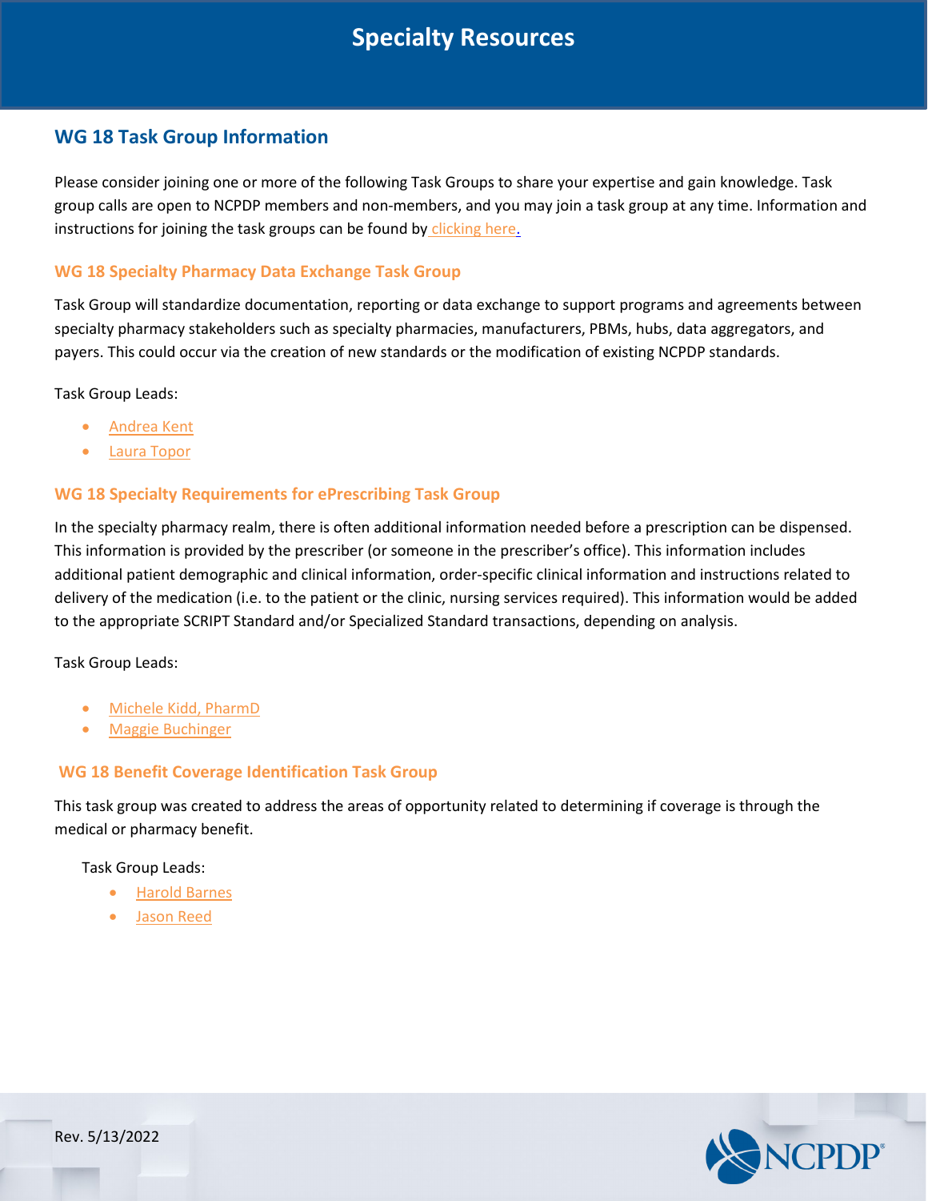# Specialty Resources

## WG 18 Task Group Information

Please consider joining one or more of the following Task Groups to share your expertise and gain knowledge. Task group calls are open to NCPDP members and non-members, and you may join a task group at any time. Information and instructions for joining the task groups can be found by clicking here.

### WG 18 Specialty Pharmacy Data Exchange Task Group

Task Group will standardize documentation, reporting or data exchange to support programs and agreements between specialty pharmacy stakeholders such as specialty pharmacies, manufacturers, PBMs, hubs, data aggregators, and payers. This could occur via the creation of new standards or the modification of existing NCPDP standards.

Task Group Leads:

- Andrea Kent
- Laura Topor

### WG 18 Specialty Requirements for ePrescribing Task Group

In the specialty pharmacy realm, there is often additional information needed before a prescription can be dispensed. This information is provided by the prescriber (or someone in the prescriber's office). This information includes additional patient demographic and clinical information, order-specific clinical information and instructions related to delivery of the medication (i.e. to the patient or the clinic, nursing services required). This information would be added to the appropriate SCRIPT Standard and/or Specialized Standard transactions, depending on analysis.

Task Group Leads:

- Michele Kidd, PharmD
- Maggie Buchinger

### WG 18 Benefit Coverage Identification Task Group

This task group was created to address the areas of opportunity related to determining if coverage is through the medical or pharmacy benefit.

Task Group Leads:

- Harold Barnes
- Jason Reed

Rev. 5/13/2022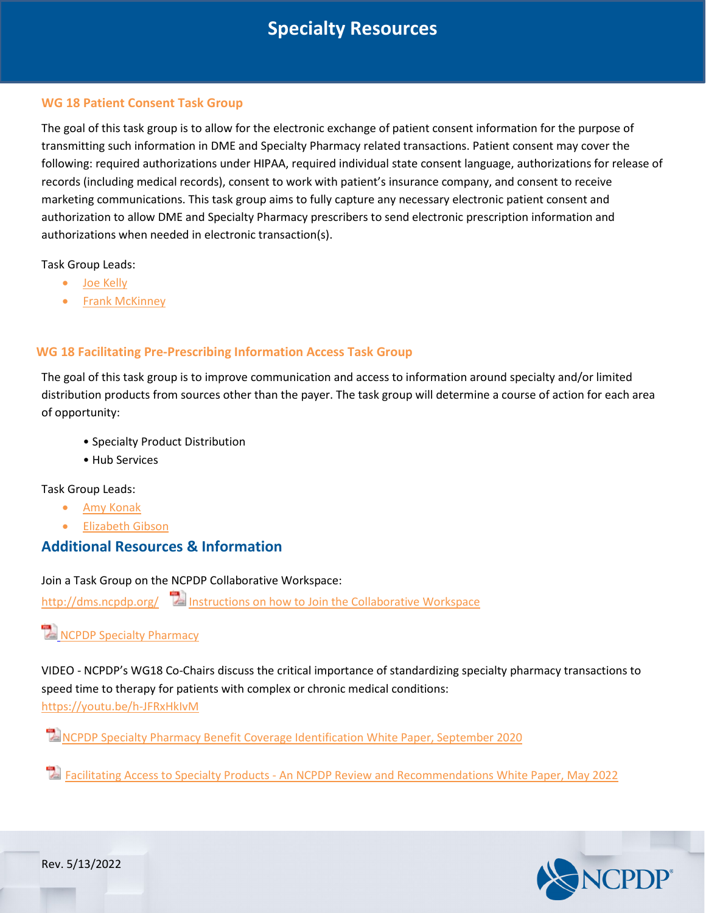# Specialty Resources

## WG 18 Patient Consent Task Group

The goal of this task group is to allow for the electronic exchange of patient consent information for the purpose of transmitting such information in DME and Specialty Pharmacy related transactions. Patient consent may cover the following: required authorizations under HIPAA, required individual state consent language, authorizations for release of records (including medical records), consent to work with patient's insurance company, and consent to receive marketing communications. This task group aims to fully capture any necessary electronic patient consent and authorization to allow DME and Specialty Pharmacy prescribers to send electronic prescription information and authorizations when needed in electronic transaction(s).

Task Group Leads:

- Joe Kelly
- Frank McKinney

## WG 18 Facilitating Pre-Prescribing Information Access Task Group

The goal of this task group is to improve communication and access to information around specialty and/or limited distribution products from sources other than the payer. The task group will determine a course of action for each area of opportunity:

- Specialty Product Distribution
- Hub Services

Task Group Leads:

- Amy Konak
- Elizabeth Gibson

## Additional Resources & Information

Join a Task Group on the NCPDP Collaborative Workspace:

http://dms.ncpdp.org/ Instructions on how to Join the Collaborative Workspace

NCPDP Specialty Pharmacy

VIDEO - NCPDP's WG18 Co-Chairs discuss the critical importance of standardizing specialty pharmacy transactions to speed time to therapy for patients with complex or chronic medical conditions: https://youtu.be/h-JFRxHkIvM

NCPDP Specialty Pharmacy Benefit Coverage Identification White Paper, September 2020

Facilitating Access to Specialty Products - An NCPDP Review and Recommendations White Paper, May 2022

Rev. 5/13/2022